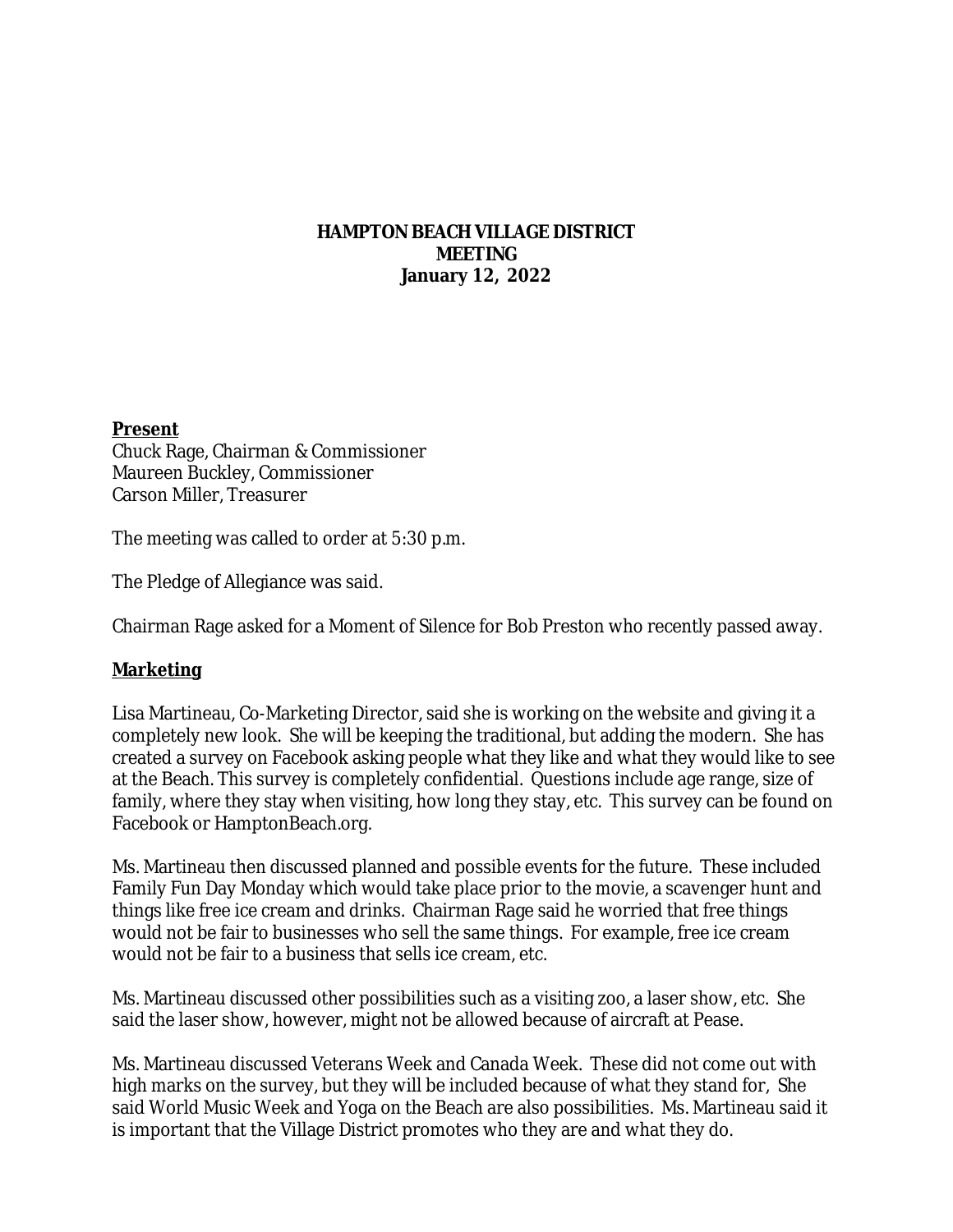# HAMPTON BEACH VILLAGE DISTRICT MEETING
## January 12, 2022

**Present**
Chuck Rage, Chairman & Commissioner
Maureen Buckley, Commissioner
Carson Miller, Treasurer

The meeting was called to order at 5:30 p.m.

The Pledge of Allegiance was said.

Chairman Rage asked for a Moment of Silence for Bob Preston who recently passed away.

**Marketing**

Lisa Martineau, Co-Marketing Director, said she is working on the website and giving it a completely new look. She will be keeping the traditional, but adding the modern. She has created a survey on Facebook asking people what they like and what they would like to see at the Beach. This survey is completely confidential. Questions include age range, size of family, where they stay when visiting, how long they stay, etc. This survey can be found on Facebook or HamptonBeach.org.

Ms. Martineau then discussed planned and possible events for the future. These included Family Fun Day Monday which would take place prior to the movie, a scavenger hunt and things like free ice cream and drinks. Chairman Rage said he worried that free things would not be fair to businesses who sell the same things. For example, free ice cream would not be fair to a business that sells ice cream, etc.

Ms. Martineau discussed other possibilities such as a visiting zoo, a laser show, etc. She said the laser show, however, might not be allowed because of aircraft at Pease.

Ms. Martineau discussed Veterans Week and Canada Week. These did not come out with high marks on the survey, but they will be included because of what they stand for, She said World Music Week and Yoga on the Beach are also possibilities. Ms. Martineau said it is important that the Village District promotes who they are and what they do.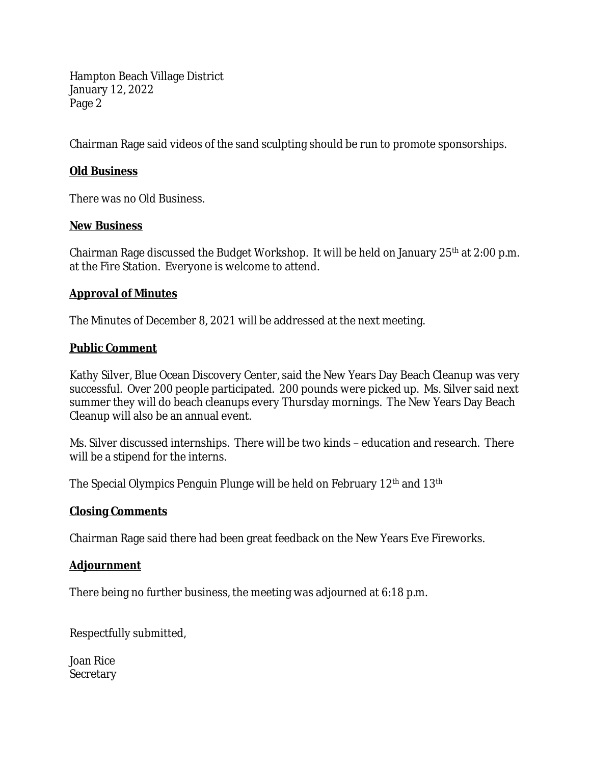Chairman Rage said videos of the sand sculpting should be run to promote sponsorships.

**Old Business**

There was no Old Business.

**New Business**

Chairman Rage discussed the Budget Workshop. It will be held on January 25th at 2:00 p.m. at the Fire Station. Everyone is welcome to attend.

**Approval of Minutes**

The Minutes of December 8, 2021 will be addressed at the next meeting.

**Public Comment**

Kathy Silver, Blue Ocean Discovery Center, said the New Years Day Beach Cleanup was very successful. Over 200 people participated. 200 pounds were picked up. Ms. Silver said next summer they will do beach cleanups every Thursday mornings. The New Years Day Beach Cleanup will also be an annual event.

Ms. Silver discussed internships. There will be two kinds – education and research. There will be a stipend for the interns.

The Special Olympics Penguin Plunge will be held on February 12th and 13th

**Closing Comments**

Chairman Rage said there had been great feedback on the New Years Eve Fireworks.

**Adjournment**

There being no further business, the meeting was adjourned at 6:18 p.m.

Respectfully submitted,

Joan Rice
Secretary